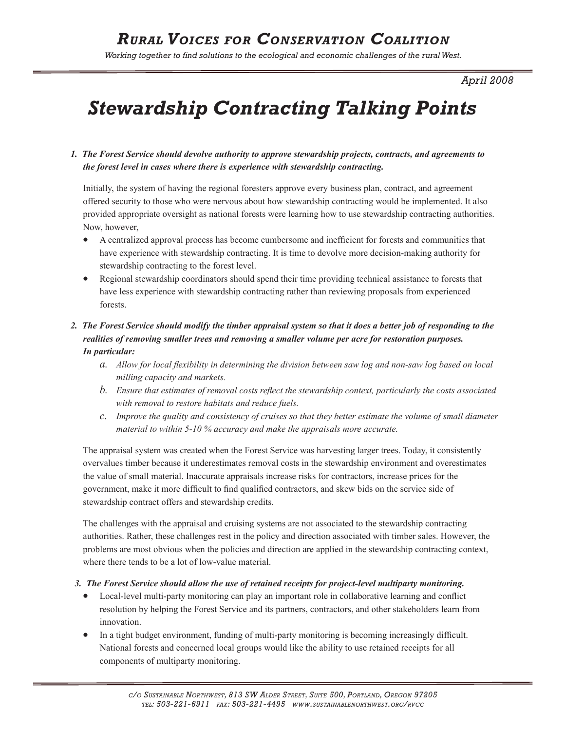# Rural Voices for Conservation Coalition

*Working together to find solutions to the ecological and economic challenges of the rural West.*

*April 2008*

# *Stewardship Contracting Talking Points*

1. ***The Forest Service should devolve authority to approve stewardship projects, contracts, and agreements to the forest level in cases where there is experience with stewardship contracting.***

   Initially, the system of having the regional foresters approve every business plan, contract, and agreement offered security to those who were nervous about how stewardship contracting would be implemented. It also provided appropriate oversight as national forests were learning how to use stewardship contracting authorities. Now, however,

   - A centralized approval process has become cumbersome and inefficient for forests and communities that have experience with stewardship contracting. It is time to devolve more decision-making authority for stewardship contracting to the forest level.
   - Regional stewardship coordinators should spend their time providing technical assistance to forests that have less experience with stewardship contracting rather than reviewing proposals from experienced forests.

2. ***The Forest Service should modify the timber appraisal system so that it does a better job of responding to the realities of removing smaller trees and removing a smaller volume per acre for restoration purposes. In particular:***

   a. *Allow for local flexibility in determining the division between saw log and non-saw log based on local milling capacity and markets.*

   b. *Ensure that estimates of removal costs reflect the stewardship context, particularly the costs associated with removal to restore habitats and reduce fuels.*

   c. *Improve the quality and consistency of cruises so that they better estimate the volume of small diameter material to within 5-10 % accuracy and make the appraisals more accurate.*

   The appraisal system was created when the Forest Service was harvesting larger trees. Today, it consistently overvalues timber because it underestimates removal costs in the stewardship environment and overestimates the value of small material. Inaccurate appraisals increase risks for contractors, increase prices for the government, make it more difficult to find qualified contractors, and skew bids on the service side of stewardship contract offers and stewardship credits.

   The challenges with the appraisal and cruising systems are not associated to the stewardship contracting authorities. Rather, these challenges rest in the policy and direction associated with timber sales. However, the problems are most obvious when the policies and direction are applied in the stewardship contracting context, where there tends to be a lot of low-value material.

3. ***The Forest Service should allow the use of retained receipts for project-level multiparty monitoring.***

   - Local-level multi-party monitoring can play an important role in collaborative learning and conflict resolution by helping the Forest Service and its partners, contractors, and other stakeholders learn from innovation.
   - In a tight budget environment, funding of multi-party monitoring is becoming increasingly difficult. National forests and concerned local groups would like the ability to use retained receipts for all components of multiparty monitoring.

c/o Sustainable Northwest, 813 SW Alder Street, Suite 500, Portland, Oregon 97205
tel: 503-221-6911 fax: 503-221-4495 www.sustainablenorthwest.org/rvcc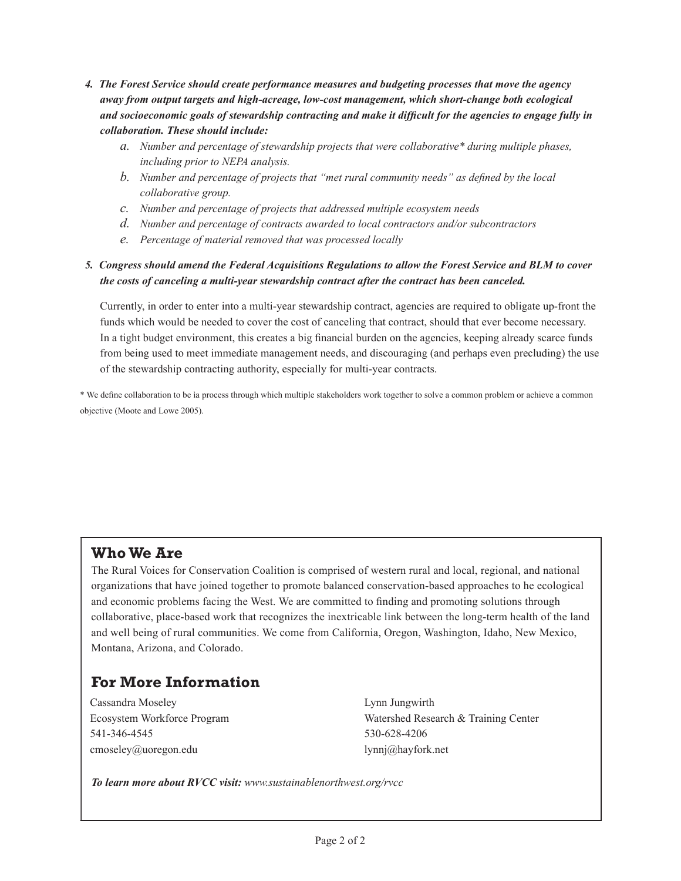4. ***The Forest Service should create performance measures and budgeting processes that move the agency away from output targets and high-acreage, low-cost management, which short-change both ecological and socioeconomic goals of stewardship contracting and make it difficult for the agencies to engage fully in collaboration. These should include:***
   a. *Number and percentage of stewardship projects that were collaborative* during multiple phases, including prior to NEPA analysis.*
   b. *Number and percentage of projects that "met rural community needs" as defined by the local collaborative group.*
   c. *Number and percentage of projects that addressed multiple ecosystem needs*
   d. *Number and percentage of contracts awarded to local contractors and/or subcontractors*
   e. *Percentage of material removed that was processed locally*

5. ***Congress should amend the Federal Acquisitions Regulations to allow the Forest Service and BLM to cover the costs of canceling a multi-year stewardship contract after the contract has been canceled.***

   Currently, in order to enter into a multi-year stewardship contract, agencies are required to obligate up-front the funds which would be needed to cover the cost of canceling that contract, should that ever become necessary. In a tight budget environment, this creates a big financial burden on the agencies, keeping already scarce funds from being used to meet immediate management needs, and discouraging (and perhaps even precluding) the use of the stewardship contracting authority, especially for multi-year contracts.

\* We define collaboration to be ia process through which multiple stakeholders work together to solve a common problem or achieve a common objective (Moote and Lowe 2005).

## Who We Are

The Rural Voices for Conservation Coalition is comprised of western rural and local, regional, and national organizations that have joined together to promote balanced conservation-based approaches to he ecological and economic problems facing the West. We are committed to finding and promoting solutions through collaborative, place-based work that recognizes the inextricable link between the long-term health of the land and well being of rural communities. We come from California, Oregon, Washington, Idaho, New Mexico, Montana, Arizona, and Colorado.

## For More Information

Cassandra Moseley
Ecosystem Workforce Program
541-346-4545
cmoseley@uoregon.edu

Lynn Jungwirth
Watershed Research & Training Center
530-628-4206
lynnj@hayfork.net

***To learn more about RVCC visit:*** *www.sustainablenorthwest.org/rvcc*